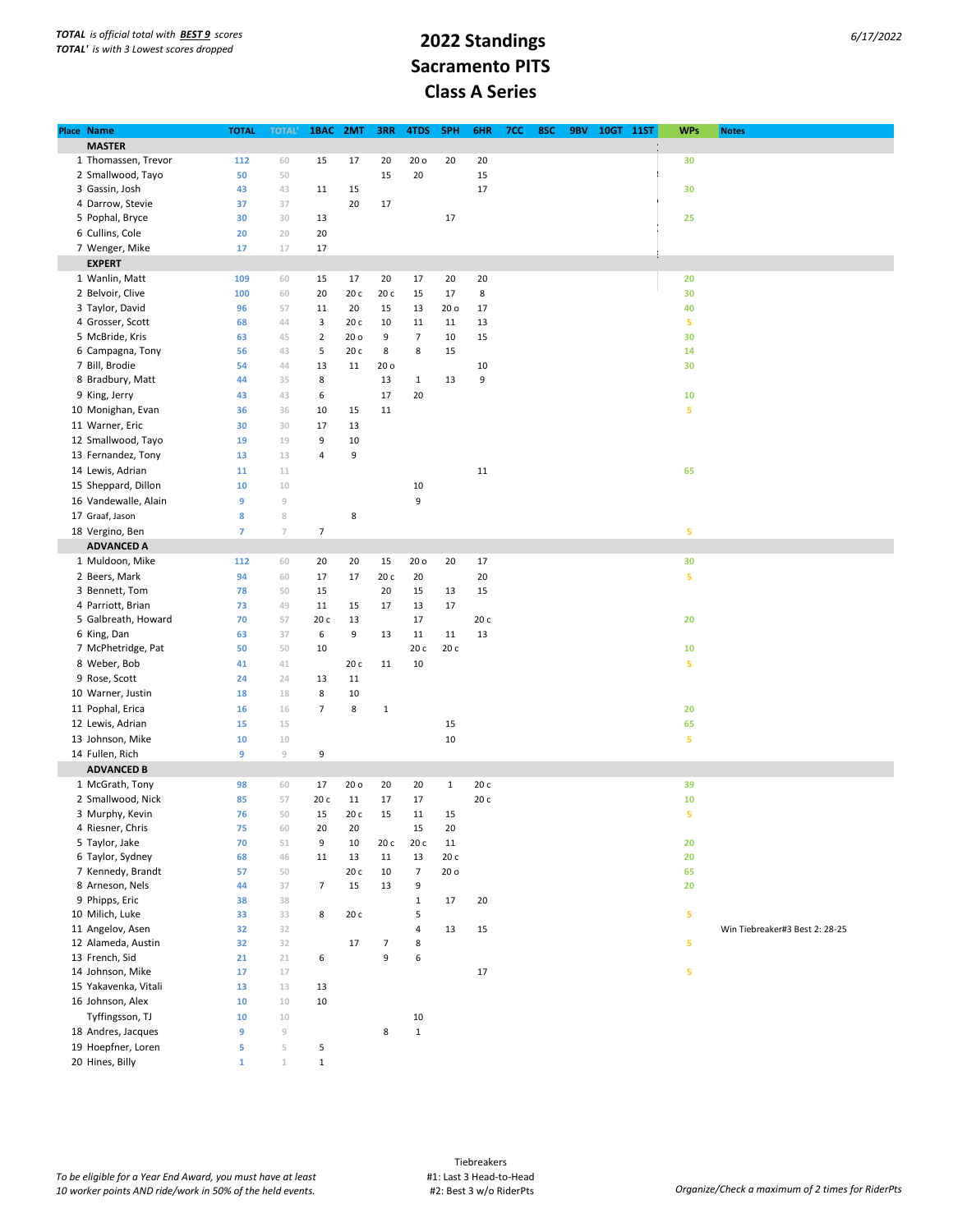*TOTAL is official total with **BEST 9** scores*
*TOTAL' is with 3 Lowest scores dropped*

# 2022 Standings
# Sacramento PITS
# Class A Series

6/17/2022

| Place | Name | TOTAL | TOTAL' | 1BAC | 2MT | 3RR | 4TDS | 5PH | 6HR | 7CC | 8SC | 9BV | 10GT | 11ST | WPs | Notes |
|---|---|---|---|---|---|---|---|---|---|---|---|---|---|---|---|---|
| | **MASTER** | | | | | | | | | | | | | | | |
| 1 | Thomassen, Trevor | 112 | 60 | 15 | 17 | 20 | 20 o | 20 | 20 | | | | | | 30 | |
| 2 | Smallwood, Tayo | 50 | 50 | | | 15 | 20 | | 15 | | | | | | | |
| 3 | Gassin, Josh | 43 | 43 | 11 | 15 | | | | 17 | | | | | | 30 | |
| 4 | Darrow, Stevie | 37 | 37 | | 20 | 17 | | | | | | | | | | |
| 5 | Pophal, Bryce | 30 | 30 | 13 | | | | 17 | | | | | | | 25 | |
| 6 | Cullins, Cole | 20 | 20 | 20 | | | | | | | | | | | | |
| 7 | Wenger, Mike | 17 | 17 | 17 | | | | | | | | | | | | |
| | **EXPERT** | | | | | | | | | | | | | | | |
| 1 | Wanlin, Matt | 109 | 60 | 15 | 17 | 20 | 17 | 20 | 20 | | | | | | 20 | |
| 2 | Belvoir, Clive | 100 | 60 | 20 | 20 c | 20 c | 15 | 17 | 8 | | | | | | 30 | |
| 3 | Taylor, David | 96 | 57 | 11 | 20 | 15 | 13 | 20 o | 17 | | | | | | 40 | |
| 4 | Grosser, Scott | 68 | 44 | 3 | 20 c | 10 | 11 | 11 | 13 | | | | | | 5 | |
| 5 | McBride, Kris | 63 | 45 | 2 | 20 o | 9 | 7 | 10 | 15 | | | | | | 30 | |
| 6 | Campagna, Tony | 56 | 43 | 5 | 20 c | 8 | 8 | 15 | | | | | | | 14 | |
| 7 | Bill, Brodie | 54 | 44 | 13 | 11 | 20 o | | | 10 | | | | | | 30 | |
| 8 | Bradbury, Matt | 44 | 35 | 8 | | 13 | 1 | 13 | 9 | | | | | | | |
| 9 | King, Jerry | 43 | 43 | 6 | | 17 | 20 | | | | | | | | 10 | |
| 10 | Monighan, Evan | 36 | 36 | 10 | 15 | 11 | | | | | | | | | 5 | |
| 11 | Warner, Eric | 30 | 30 | 17 | 13 | | | | | | | | | | | |
| 12 | Smallwood, Tayo | 19 | 19 | 9 | 10 | | | | | | | | | | | |
| 13 | Fernandez, Tony | 13 | 13 | 4 | 9 | | | | | | | | | | | |
| 14 | Lewis, Adrian | 11 | 11 | | | | | | 11 | | | | | | 65 | |
| 15 | Sheppard, Dillon | 10 | 10 | | | | 10 | | | | | | | | | |
| 16 | Vandewalle, Alain | 9 | 9 | | | | 9 | | | | | | | | | |
| 17 | Graaf, Jason | 8 | 8 | | 8 | | | | | | | | | | | |
| 18 | Vergino, Ben | 7 | 7 | 7 | | | | | | | | | | | 5 | |
| | **ADVANCED A** | | | | | | | | | | | | | | | |
| 1 | Muldoon, Mike | 112 | 60 | 20 | 20 | 15 | 20 o | 20 | 17 | | | | | | 30 | |
| 2 | Beers, Mark | 94 | 60 | 17 | 17 | 20 c | 20 | | 20 | | | | | | 5 | |
| 3 | Bennett, Tom | 78 | 50 | 15 | | 20 | 15 | 13 | 15 | | | | | | | |
| 4 | Parriott, Brian | 73 | 49 | 11 | 15 | 17 | 13 | 17 | | | | | | | | |
| 5 | Galbreath, Howard | 70 | 57 | 20 c | 13 | | 17 | | 20 c | | | | | | 20 | |
| 6 | King, Dan | 63 | 37 | 6 | 9 | 13 | 11 | 11 | 13 | | | | | | | |
| 7 | McPhetridge, Pat | 50 | 50 | 10 | | | 20 c | 20 c | | | | | | | 10 | |
| 8 | Weber, Bob | 41 | 41 | | 20 c | 11 | 10 | | | | | | | | 5 | |
| 9 | Rose, Scott | 24 | 24 | 13 | 11 | | | | | | | | | | | |
| 10 | Warner, Justin | 18 | 18 | 8 | 10 | | | | | | | | | | | |
| 11 | Pophal, Erica | 16 | 16 | 7 | 8 | 1 | | | | | | | | | 20 | |
| 12 | Lewis, Adrian | 15 | 15 | | | | | 15 | | | | | | | 65 | |
| 13 | Johnson, Mike | 10 | 10 | | | | | 10 | | | | | | | 5 | |
| 14 | Fullen, Rich | 9 | 9 | 9 | | | | | | | | | | | | |
| | **ADVANCED B** | | | | | | | | | | | | | | | |
| 1 | McGrath, Tony | 98 | 60 | 17 | 20 o | 20 | 20 | 1 | 20 c | | | | | | 39 | |
| 2 | Smallwood, Nick | 85 | 57 | 20 c | 11 | 17 | 17 | | 20 c | | | | | | 10 | |
| 3 | Murphy, Kevin | 76 | 50 | 15 | 20 c | 15 | 11 | 15 | | | | | | | 5 | |
| 4 | Riesner, Chris | 75 | 60 | 20 | 20 | | 15 | 20 | | | | | | | | |
| 5 | Taylor, Jake | 70 | 51 | 9 | 10 | 20 c | 20 c | 11 | | | | | | | 20 | |
| 6 | Taylor, Sydney | 68 | 46 | 11 | 13 | 11 | 13 | 20 c | | | | | | | 20 | |
| 7 | Kennedy, Brandt | 57 | 50 | | 20 c | 10 | 7 | 20 o | | | | | | | 65 | |
| 8 | Arneson, Nels | 44 | 37 | 7 | 15 | 13 | 9 | | | | | | | | 20 | |
| 9 | Phipps, Eric | 38 | 38 | | | | 1 | 17 | 20 | | | | | | | |
| 10 | Milich, Luke | 33 | 33 | 8 | 20 c | | 5 | | | | | | | | 5 | |
| 11 | Angelov, Asen | 32 | 32 | | | | 4 | 13 | 15 | | | | | | | Win Tiebreaker#3 Best 2: 28-25 |
| 12 | Alameda, Austin | 32 | 32 | | 17 | 7 | 8 | | | | | | | | 5 | |
| 13 | French, Sid | 21 | 21 | 6 | | 9 | 6 | | | | | | | | | |
| 14 | Johnson, Mike | 17 | 17 | | | | | | 17 | | | | | | 5 | |
| 15 | Yakavenka, Vitali | 13 | 13 | 13 | | | | | | | | | | | | |
| 16 | Johnson, Alex | 10 | 10 | 10 | | | | | | | | | | | | |
| | Tyffingsson, TJ | 10 | 10 | | | | 10 | | | | | | | | | |
| 18 | Andres, Jacques | 9 | 9 | | | 8 | 1 | | | | | | | | | |
| 19 | Hoepfner, Loren | 5 | 5 | 5 | | | | | | | | | | | | |
| 20 | Hines, Billy | 1 | 1 | 1 | | | | | | | | | | | | |

*To be eligible for a Year End Award, you must have at least 10 worker points AND ride/work in 50% of the held events.*

Tiebreakers
#1: Last 3 Head-to-Head
#2: Best 3 w/o RiderPts

*Organize/Check a maximum of 2 times for RiderPts*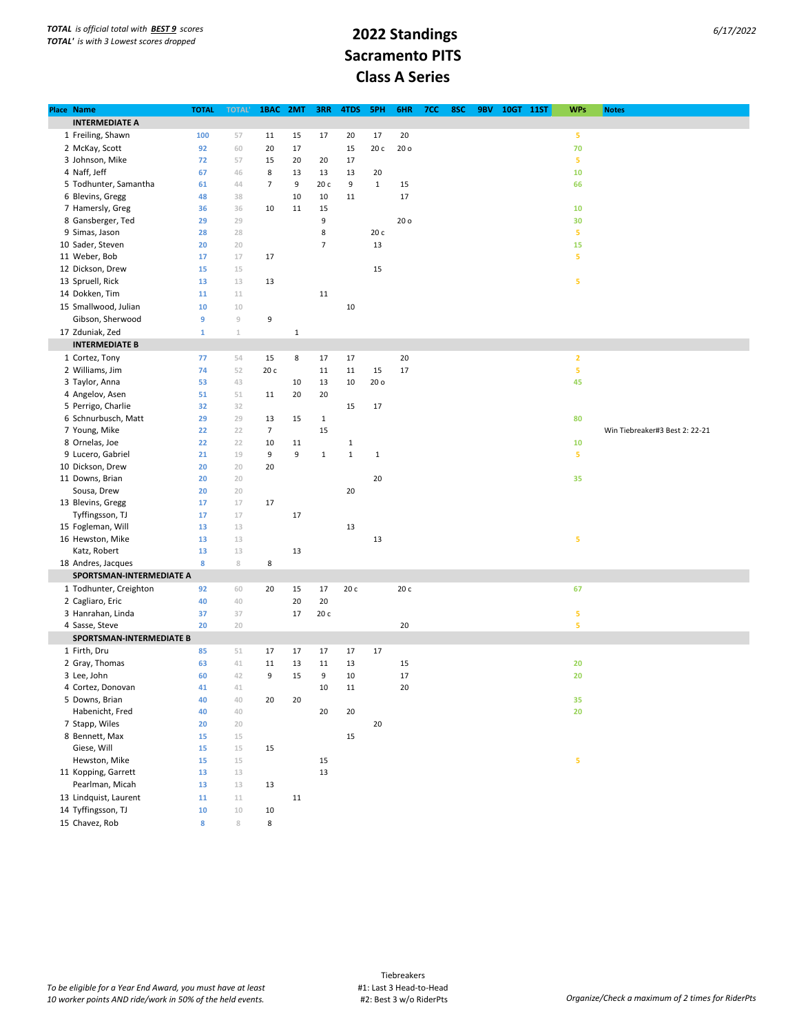*TOTAL is official total with **BEST 9** scores*
*TOTAL' is with 3 Lowest scores dropped*

# 2022 Standings
# Sacramento PITS
# Class A Series

6/17/2022

| Place | Name | TOTAL | TOTAL' | 1BAC | 2MT | 3RR | 4TDS | 5PH | 6HR | 7CC | 8SC | 9BV | 10GT | 11ST | WPs | Notes |
|---|---|---|---|---|---|---|---|---|---|---|---|---|---|---|---|---|
| | **INTERMEDIATE A** | | | | | | | | | | | | | | | |
| 1 | Freiling, Shawn | 100 | 57 | 11 | 15 | 17 | 20 | 17 | 20 | | | | | | 5 | |
| 2 | McKay, Scott | 92 | 60 | 20 | 17 | | 15 | 20 c | 20 o | | | | | | 70 | |
| 3 | Johnson, Mike | 72 | 57 | 15 | 20 | 20 | 17 | | | | | | | | 5 | |
| 4 | Naff, Jeff | 67 | 46 | 8 | 13 | 13 | 13 | 20 | | | | | | | 10 | |
| 5 | Todhunter, Samantha | 61 | 44 | 7 | 9 | 20 c | 9 | 1 | 15 | | | | | | 66 | |
| 6 | Blevins, Gregg | 48 | 38 | | 10 | 10 | 11 | | 17 | | | | | | | |
| 7 | Hamersly, Greg | 36 | 36 | 10 | 11 | 15 | | | | | | | | | 10 | |
| 8 | Gansberger, Ted | 29 | 29 | | | 9 | | | 20 o | | | | | | 30 | |
| 9 | Simas, Jason | 28 | 28 | | | 8 | | 20 c | | | | | | | 5 | |
| 10 | Sader, Steven | 20 | 20 | | | 7 | | 13 | | | | | | | 15 | |
| 11 | Weber, Bob | 17 | 17 | 17 | | | | | | | | | | | 5 | |
| 12 | Dickson, Drew | 15 | 15 | | | | | 15 | | | | | | | | |
| 13 | Spruell, Rick | 13 | 13 | 13 | | | | | | | | | | | 5 | |
| 14 | Dokken, Tim | 11 | 11 | | | 11 | | | | | | | | | | |
| 15 | Smallwood, Julian | 10 | 10 | | | | 10 | | | | | | | | | |
| | Gibson, Sherwood | 9 | 9 | 9 | | | | | | | | | | | | |
| 17 | Zduniak, Zed | 1 | 1 | | 1 | | | | | | | | | | | |
| | **INTERMEDIATE B** | | | | | | | | | | | | | | | |
| 1 | Cortez, Tony | 77 | 54 | 15 | 8 | 17 | 17 | | 20 | | | | | | 2 | |
| 2 | Williams, Jim | 74 | 52 | 20 c | | 11 | 11 | 15 | 17 | | | | | | 5 | |
| 3 | Taylor, Anna | 53 | 43 | | 10 | 13 | 10 | 20 o | | | | | | | 45 | |
| 4 | Angelov, Asen | 51 | 51 | 11 | 20 | 20 | | | | | | | | | | |
| 5 | Perrigo, Charlie | 32 | 32 | | | | 15 | 17 | | | | | | | | |
| 6 | Schnurbusch, Matt | 29 | 29 | 13 | 15 | 1 | | | | | | | | | 80 | |
| 7 | Young, Mike | 22 | 22 | 7 | | 15 | | | | | | | | | | Win Tiebreaker#3 Best 2: 22-21 |
| 8 | Ornelas, Joe | 22 | 22 | 10 | 11 | | 1 | | | | | | | | 10 | |
| 9 | Lucero, Gabriel | 21 | 19 | 9 | 9 | 1 | 1 | 1 | | | | | | | 5 | |
| 10 | Dickson, Drew | 20 | 20 | 20 | | | | | | | | | | | | |
| 11 | Downs, Brian | 20 | 20 | | | | | 20 | | | | | | | 35 | |
| | Sousa, Drew | 20 | 20 | | | | 20 | | | | | | | | | |
| 13 | Blevins, Gregg | 17 | 17 | 17 | | | | | | | | | | | | |
| | Tyffingsson, TJ | 17 | 17 | | 17 | | | | | | | | | | | |
| 15 | Fogleman, Will | 13 | 13 | | | | 13 | | | | | | | | | |
| 16 | Hewston, Mike | 13 | 13 | | | | | 13 | | | | | | | 5 | |
| | Katz, Robert | 13 | 13 | | 13 | | | | | | | | | | | |
| 18 | Andres, Jacques | 8 | 8 | 8 | | | | | | | | | | | | |
| | **SPORTSMAN-INTERMEDIATE A** | | | | | | | | | | | | | | | |
| 1 | Todhunter, Creighton | 92 | 60 | 20 | 15 | 17 | 20 c | | 20 c | | | | | | 67 | |
| 2 | Cagliaro, Eric | 40 | 40 | | 20 | 20 | | | | | | | | | | |
| 3 | Hanrahan, Linda | 37 | 37 | | 17 | 20 c | | | | | | | | | 5 | |
| 4 | Sasse, Steve | 20 | 20 | | | | | | 20 | | | | | | 5 | |
| | **SPORTSMAN-INTERMEDIATE B** | | | | | | | | | | | | | | | |
| 1 | Firth, Dru | 85 | 51 | 17 | 17 | 17 | 17 | 17 | | | | | | | | |
| 2 | Gray, Thomas | 63 | 41 | 11 | 13 | 11 | 13 | | 15 | | | | | | 20 | |
| 3 | Lee, John | 60 | 42 | 9 | 15 | 9 | 10 | | 17 | | | | | | 20 | |
| 4 | Cortez, Donovan | 41 | 41 | | | 10 | 11 | | 20 | | | | | | | |
| 5 | Downs, Brian | 40 | 40 | 20 | 20 | | | | | | | | | | 35 | |
| | Habenicht, Fred | 40 | 40 | | | 20 | 20 | | | | | | | | 20 | |
| 7 | Stapp, Wiles | 20 | 20 | | | | | 20 | | | | | | | | |
| 8 | Bennett, Max | 15 | 15 | | | | 15 | | | | | | | | | |
| | Giese, Will | 15 | 15 | 15 | | | | | | | | | | | | |
| | Hewston, Mike | 15 | 15 | | | 15 | | | | | | | | | 5 | |
| 11 | Kopping, Garrett | 13 | 13 | | | 13 | | | | | | | | | | |
| | Pearlman, Micah | 13 | 13 | 13 | | | | | | | | | | | | |
| 13 | Lindquist, Laurent | 11 | 11 | | 11 | | | | | | | | | | | |
| 14 | Tyffingsson, TJ | 10 | 10 | 10 | | | | | | | | | | | | |
| 15 | Chavez, Rob | 8 | 8 | 8 | | | | | | | | | | | | |

*To be eligible for a Year End Award, you must have at least 10 worker points AND ride/work in 50% of the held events.*

Tiebreakers
#1: Last 3 Head-to-Head
#2: Best 3 w/o RiderPts

*Organize/Check a maximum of 2 times for RiderPts*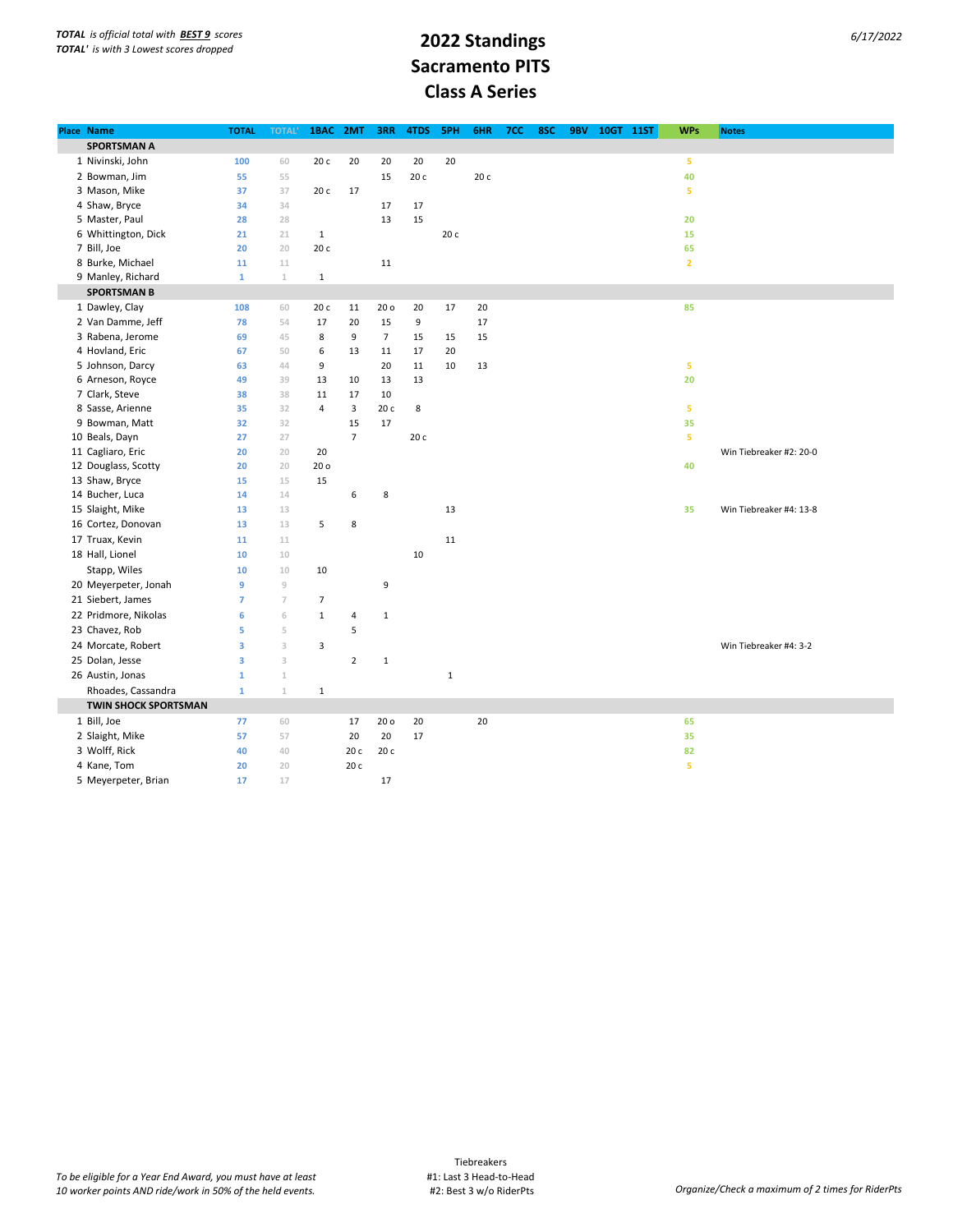***TOTAL** is official total with **BEST 9** scores*
***TOTAL'** is with 3 Lowest scores dropped*

# 2022 Standings
# Sacramento PITS
# Class A Series

6/17/2022

| Place | Name | TOTAL | TOTAL' | 1BAC | 2MT | 3RR | 4TDS | 5PH | 6HR | 7CC | 8SC | 9BV | 10GT | 11ST | WPs | Notes |
|---|---|---|---|---|---|---|---|---|---|---|---|---|---|---|---|---|
| | **SPORTSMAN A** | | | | | | | | | | | | | | | |
| 1 | Nivinski, John | 100 | 60 | 20 c | 20 | 20 | 20 | 20 | | | | | | | 5 | |
| 2 | Bowman, Jim | 55 | 55 | | | 15 | 20 c | | 20 c | | | | | | 40 | |
| 3 | Mason, Mike | 37 | 37 | 20 c | 17 | | | | | | | | | | 5 | |
| 4 | Shaw, Bryce | 34 | 34 | | | 17 | 17 | | | | | | | | | |
| 5 | Master, Paul | 28 | 28 | | | 13 | 15 | | | | | | | | 20 | |
| 6 | Whittington, Dick | 21 | 21 | 1 | | | | 20 c | | | | | | | 15 | |
| 7 | Bill, Joe | 20 | 20 | 20 c | | | | | | | | | | | 65 | |
| 8 | Burke, Michael | 11 | 11 | | | 11 | | | | | | | | | 2 | |
| 9 | Manley, Richard | 1 | 1 | 1 | | | | | | | | | | | | |
| | **SPORTSMAN B** | | | | | | | | | | | | | | | |
| 1 | Dawley, Clay | 108 | 60 | 20 c | 11 | 20 o | 20 | 17 | 20 | | | | | | 85 | |
| 2 | Van Damme, Jeff | 78 | 54 | 17 | 20 | 15 | 9 | | 17 | | | | | | | |
| 3 | Rabena, Jerome | 69 | 45 | 8 | 9 | 7 | 15 | 15 | 15 | | | | | | | |
| 4 | Hovland, Eric | 67 | 50 | 6 | 13 | 11 | 17 | 20 | | | | | | | | |
| 5 | Johnson, Darcy | 63 | 44 | 9 | | 20 | 11 | 10 | 13 | | | | | | 5 | |
| 6 | Arneson, Royce | 49 | 39 | 13 | 10 | 13 | 13 | | | | | | | | 20 | |
| 7 | Clark, Steve | 38 | 38 | 11 | 17 | 10 | | | | | | | | | | |
| 8 | Sasse, Arienne | 35 | 32 | 4 | 3 | 20 c | 8 | | | | | | | | 5 | |
| 9 | Bowman, Matt | 32 | 32 | | 15 | 17 | | | | | | | | | 35 | |
| 10 | Beals, Dayn | 27 | 27 | | 7 | | 20 c | | | | | | | | 5 | |
| 11 | Cagliaro, Eric | 20 | 20 | 20 | | | | | | | | | | | | Win Tiebreaker #2: 20-0 |
| 12 | Douglass, Scotty | 20 | 20 | 20 o | | | | | | | | | | | 40 | |
| 13 | Shaw, Bryce | 15 | 15 | 15 | | | | | | | | | | | | |
| 14 | Bucher, Luca | 14 | 14 | | 6 | 8 | | | | | | | | | | |
| 15 | Slaight, Mike | 13 | 13 | | | | | 13 | | | | | | | 35 | Win Tiebreaker #4: 13-8 |
| 16 | Cortez, Donovan | 13 | 13 | 5 | 8 | | | | | | | | | | | |
| 17 | Truax, Kevin | 11 | 11 | | | | | 11 | | | | | | | | |
| 18 | Hall, Lionel | 10 | 10 | | | | 10 | | | | | | | | | |
| | Stapp, Wiles | 10 | 10 | 10 | | | | | | | | | | | | |
| 20 | Meyerpeter, Jonah | 9 | 9 | | | 9 | | | | | | | | | | |
| 21 | Siebert, James | 7 | 7 | 7 | | | | | | | | | | | | |
| 22 | Pridmore, Nikolas | 6 | 6 | 1 | 4 | 1 | | | | | | | | | | |
| 23 | Chavez, Rob | 5 | 5 | | 5 | | | | | | | | | | | |
| 24 | Morcate, Robert | 3 | 3 | 3 | | | | | | | | | | | | Win Tiebreaker #4: 3-2 |
| 25 | Dolan, Jesse | 3 | 3 | | 2 | 1 | | | | | | | | | | |
| 26 | Austin, Jonas | 1 | 1 | | | | | 1 | | | | | | | | |
| | Rhoades, Cassandra | 1 | 1 | 1 | | | | | | | | | | | | |
| | **TWIN SHOCK SPORTSMAN** | | | | | | | | | | | | | | | |
| 1 | Bill, Joe | 77 | 60 | | 17 | 20 o | 20 | | 20 | | | | | | 65 | |
| 2 | Slaight, Mike | 57 | 57 | | 20 | 20 | 17 | | | | | | | | 35 | |
| 3 | Wolff, Rick | 40 | 40 | | 20 c | 20 c | | | | | | | | | 82 | |
| 4 | Kane, Tom | 20 | 20 | | 20 c | | | | | | | | | | 5 | |
| 5 | Meyerpeter, Brian | 17 | 17 | | | 17 | | | | | | | | | | |

*To be eligible for a Year End Award, you must have at least 10 worker points AND ride/work in 50% of the held events.*

Tiebreakers
#1: Last 3 Head-to-Head
#2: Best 3 w/o RiderPts

*Organize/Check a maximum of 2 times for RiderPts*